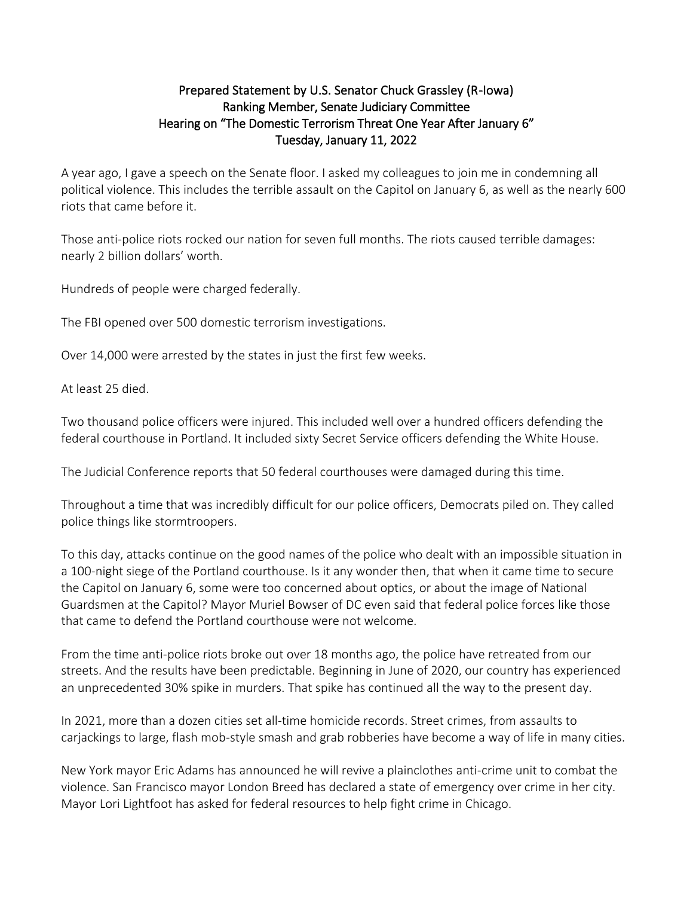# Prepared Statement by U.S. Senator Chuck Grassley (R-Iowa)
## Ranking Member, Senate Judiciary Committee
## Hearing on "The Domestic Terrorism Threat One Year After January 6"
## Tuesday, January 11, 2022

A year ago, I gave a speech on the Senate floor. I asked my colleagues to join me in condemning all political violence. This includes the terrible assault on the Capitol on January 6, as well as the nearly 600 riots that came before it.

Those anti-police riots rocked our nation for seven full months. The riots caused terrible damages: nearly 2 billion dollars' worth.

Hundreds of people were charged federally.

The FBI opened over 500 domestic terrorism investigations.

Over 14,000 were arrested by the states in just the first few weeks.

At least 25 died.

Two thousand police officers were injured. This included well over a hundred officers defending the federal courthouse in Portland. It included sixty Secret Service officers defending the White House.

The Judicial Conference reports that 50 federal courthouses were damaged during this time.

Throughout a time that was incredibly difficult for our police officers, Democrats piled on. They called police things like stormtroopers.

To this day, attacks continue on the good names of the police who dealt with an impossible situation in a 100-night siege of the Portland courthouse. Is it any wonder then, that when it came time to secure the Capitol on January 6, some were too concerned about optics, or about the image of National Guardsmen at the Capitol? Mayor Muriel Bowser of DC even said that federal police forces like those that came to defend the Portland courthouse were not welcome.

From the time anti-police riots broke out over 18 months ago, the police have retreated from our streets. And the results have been predictable. Beginning in June of 2020, our country has experienced an unprecedented 30% spike in murders. That spike has continued all the way to the present day.

In 2021, more than a dozen cities set all-time homicide records. Street crimes, from assaults to carjackings to large, flash mob-style smash and grab robberies have become a way of life in many cities.

New York mayor Eric Adams has announced he will revive a plainclothes anti-crime unit to combat the violence. San Francisco mayor London Breed has declared a state of emergency over crime in her city. Mayor Lori Lightfoot has asked for federal resources to help fight crime in Chicago.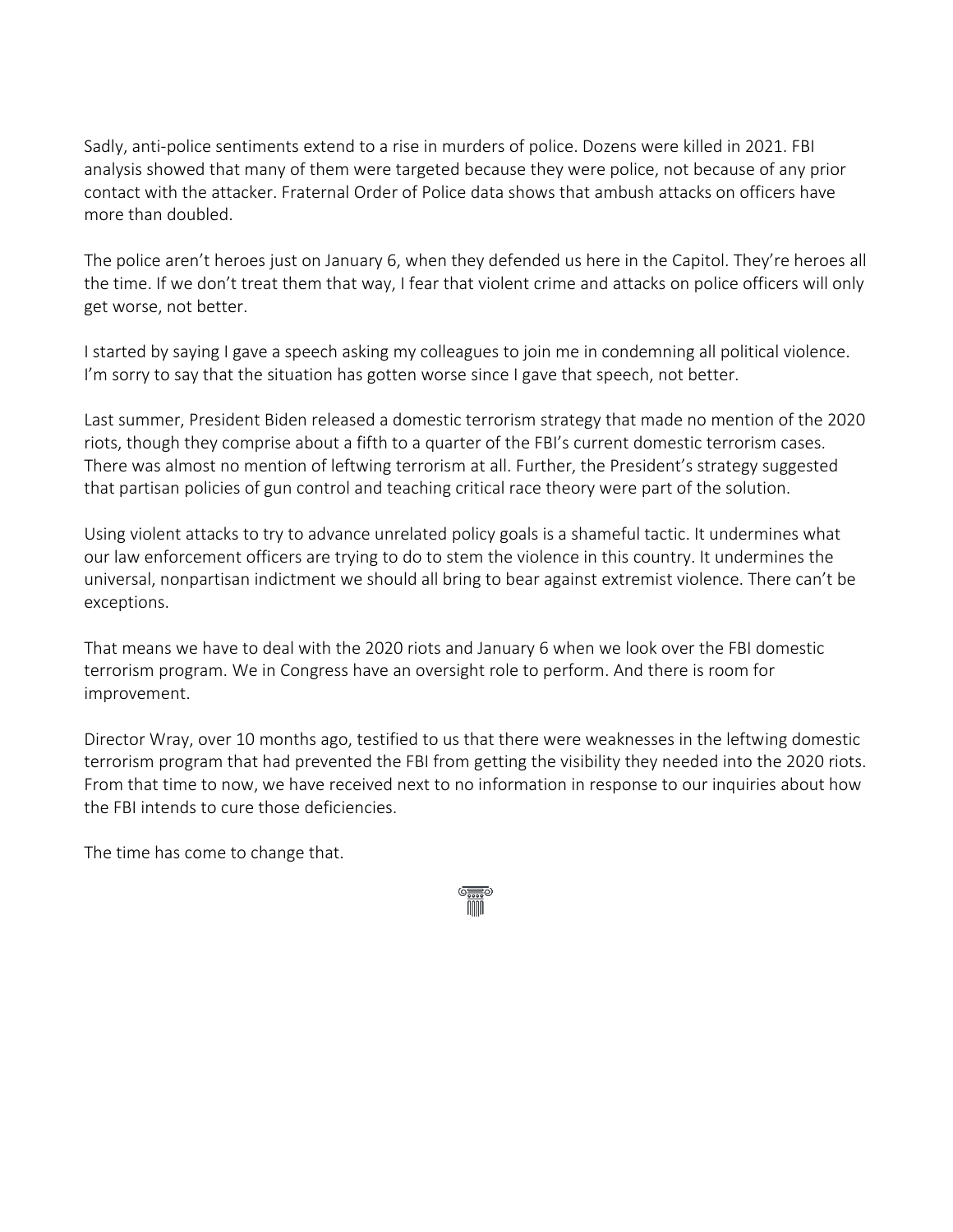Sadly, anti-police sentiments extend to a rise in murders of police. Dozens were killed in 2021. FBI analysis showed that many of them were targeted because they were police, not because of any prior contact with the attacker. Fraternal Order of Police data shows that ambush attacks on officers have more than doubled.

The police aren't heroes just on January 6, when they defended us here in the Capitol. They're heroes all the time. If we don't treat them that way, I fear that violent crime and attacks on police officers will only get worse, not better.

I started by saying I gave a speech asking my colleagues to join me in condemning all political violence. I'm sorry to say that the situation has gotten worse since I gave that speech, not better.

Last summer, President Biden released a domestic terrorism strategy that made no mention of the 2020 riots, though they comprise about a fifth to a quarter of the FBI's current domestic terrorism cases. There was almost no mention of leftwing terrorism at all. Further, the President's strategy suggested that partisan policies of gun control and teaching critical race theory were part of the solution.

Using violent attacks to try to advance unrelated policy goals is a shameful tactic. It undermines what our law enforcement officers are trying to do to stem the violence in this country. It undermines the universal, nonpartisan indictment we should all bring to bear against extremist violence. There can't be exceptions.

That means we have to deal with the 2020 riots and January 6 when we look over the FBI domestic terrorism program. We in Congress have an oversight role to perform. And there is room for improvement.

Director Wray, over 10 months ago, testified to us that there were weaknesses in the leftwing domestic terrorism program that had prevented the FBI from getting the visibility they needed into the 2020 riots. From that time to now, we have received next to no information in response to our inquiries about how the FBI intends to cure those deficiencies.

The time has come to change that.